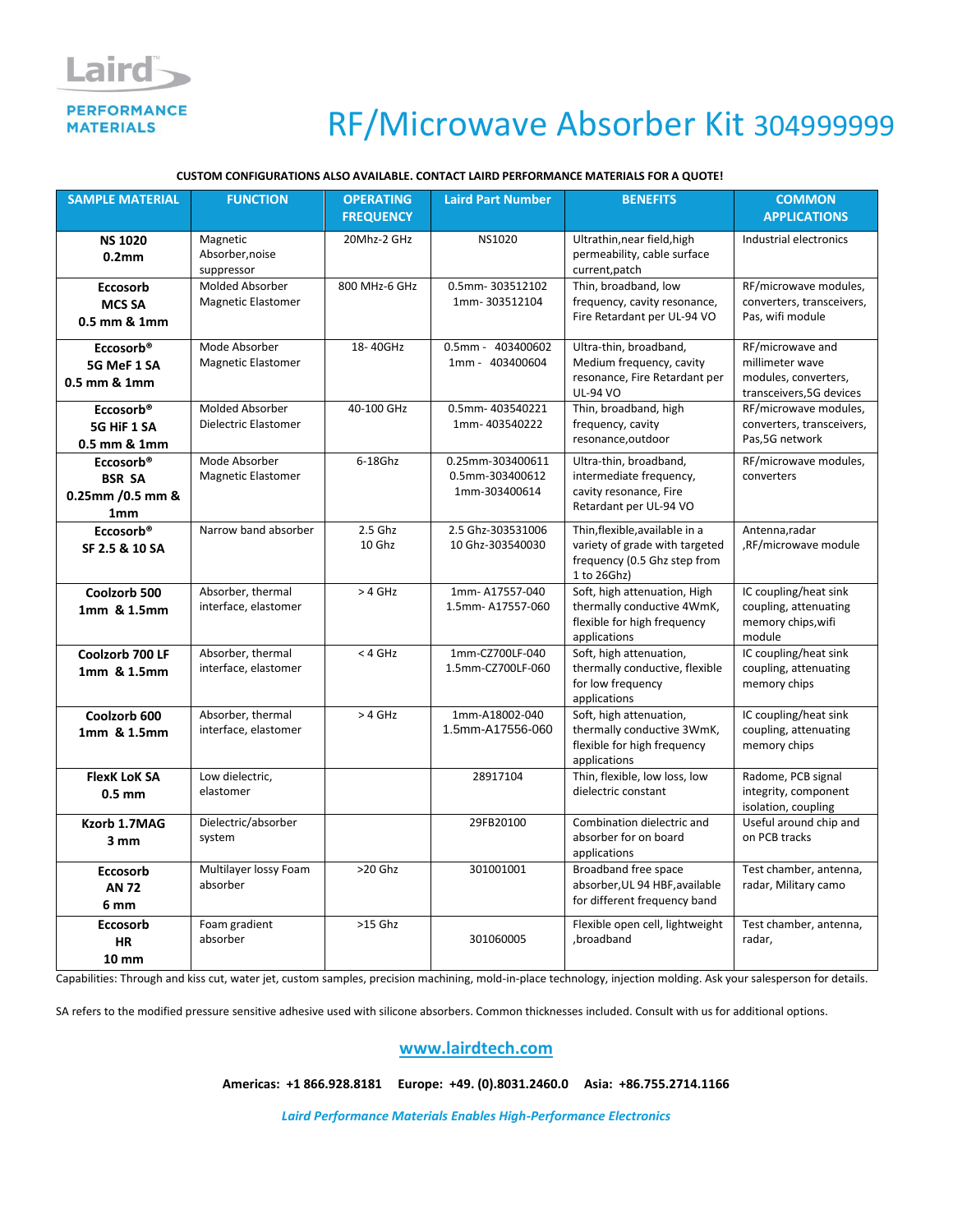Laird PERFORMANCE MATERIALS

# RF/Microwave Absorber Kit 304999999

**CUSTOM CONFIGURATIONS ALSO AVAILABLE. CONTACT LAIRD PERFORMANCE MATERIALS FOR A QUOTE!**

| SAMPLE MATERIAL | FUNCTION | OPERATING FREQUENCY | Laird Part Number | BENEFITS | COMMON APPLICATIONS |
|---|---|---|---|---|---|
| **NS 1020 0.2mm** | Magnetic Absorber,noise suppressor | 20Mhz-2 GHz | NS1020 | Ultrathin,near field,high permeability, cable surface current,patch | Industrial electronics |
| **Eccosorb MCS SA 0.5 mm & 1mm** | Molded Absorber Magnetic Elastomer | 800 MHz-6 GHz | 0.5mm- 303512102 1mm- 303512104 | Thin, broadband, low frequency, cavity resonance, Fire Retardant per UL-94 VO | RF/microwave modules, converters, transceivers, Pas, wifi module |
| **Eccosorb® 5G MeF 1 SA 0.5 mm & 1mm** | Mode Absorber Magnetic Elastomer | 18- 40GHz | 0.5mm - 403400602 1mm - 403400604 | Ultra-thin, broadband, Medium frequency, cavity resonance, Fire Retardant per UL-94 VO | RF/microwave and millimeter wave modules, converters, transceivers,5G devices |
| **Eccosorb® 5G HiF 1 SA 0.5 mm & 1mm** | Molded Absorber Dielectric Elastomer | 40-100 GHz | 0.5mm- 403540221 1mm- 403540222 | Thin, broadband, high frequency, cavity resonance,outdoor | RF/microwave modules, converters, transceivers, Pas,5G network |
| **Eccosorb® BSR SA 0.25mm /0.5 mm & 1mm** | Mode Absorber Magnetic Elastomer | 6-18Ghz | 0.25mm-303400611 0.5mm-303400612 1mm-303400614 | Ultra-thin, broadband, intermediate frequency, cavity resonance, Fire Retardant per UL-94 VO | RF/microwave modules, converters |
| **Eccosorb® SF 2.5 & 10 SA** | Narrow band absorber | 2.5 Ghz 10 Ghz | 2.5 Ghz-303531006 10 Ghz-303540030 | Thin,flexible,available in a variety of grade with targeted frequency (0.5 Ghz step from 1 to 26Ghz) | Antenna,radar ,RF/microwave module |
| **Coolzorb 500 1mm & 1.5mm** | Absorber, thermal interface, elastomer | > 4 GHz | 1mm- A17557-040 1.5mm- A17557-060 | Soft, high attenuation, High thermally conductive 4WmK, flexible for high frequency applications | IC coupling/heat sink coupling, attenuating memory chips,wifi module |
| **Coolzorb 700 LF 1mm & 1.5mm** | Absorber, thermal interface, elastomer | < 4 GHz | 1mm-CZ700LF-040 1.5mm-CZ700LF-060 | Soft, high attenuation, thermally conductive, flexible for low frequency applications | IC coupling/heat sink coupling, attenuating memory chips |
| **Coolzorb 600 1mm & 1.5mm** | Absorber, thermal interface, elastomer | > 4 GHz | 1mm-A18002-040 1.5mm-A17556-060 | Soft, high attenuation, thermally conductive 3WmK, flexible for high frequency applications | IC coupling/heat sink coupling, attenuating memory chips |
| **FlexK LoK SA 0.5 mm** | Low dielectric, elastomer | | 28917104 | Thin, flexible, low loss, low dielectric constant | Radome, PCB signal integrity, component isolation, coupling |
| **Kzorb 1.7MAG 3 mm** | Dielectric/absorber system | | 29FB20100 | Combination dielectric and absorber for on board applications | Useful around chip and on PCB tracks |
| **Eccosorb AN 72 6 mm** | Multilayer lossy Foam absorber | >20 Ghz | 301001001 | Broadband free space absorber,UL 94 HBF,available for different frequency band | Test chamber, antenna, radar, Military camo |
| **Eccosorb HR 10 mm** | Foam gradient absorber | >15 Ghz | 301060005 | Flexible open cell, lightweight ,broadband | Test chamber, antenna, radar, |

Capabilities: Through and kiss cut, water jet, custom samples, precision machining, mold-in-place technology, injection molding. Ask your salesperson for details.

SA refers to the modified pressure sensitive adhesive used with silicone absorbers. Common thicknesses included. Consult with us for additional options.

**www.lairdtech.com**

**Americas: +1 866.928.8181 Europe: +49. (0).8031.2460.0 Asia: +86.755.2714.1166**

***Laird Performance Materials Enables High-Performance Electronics***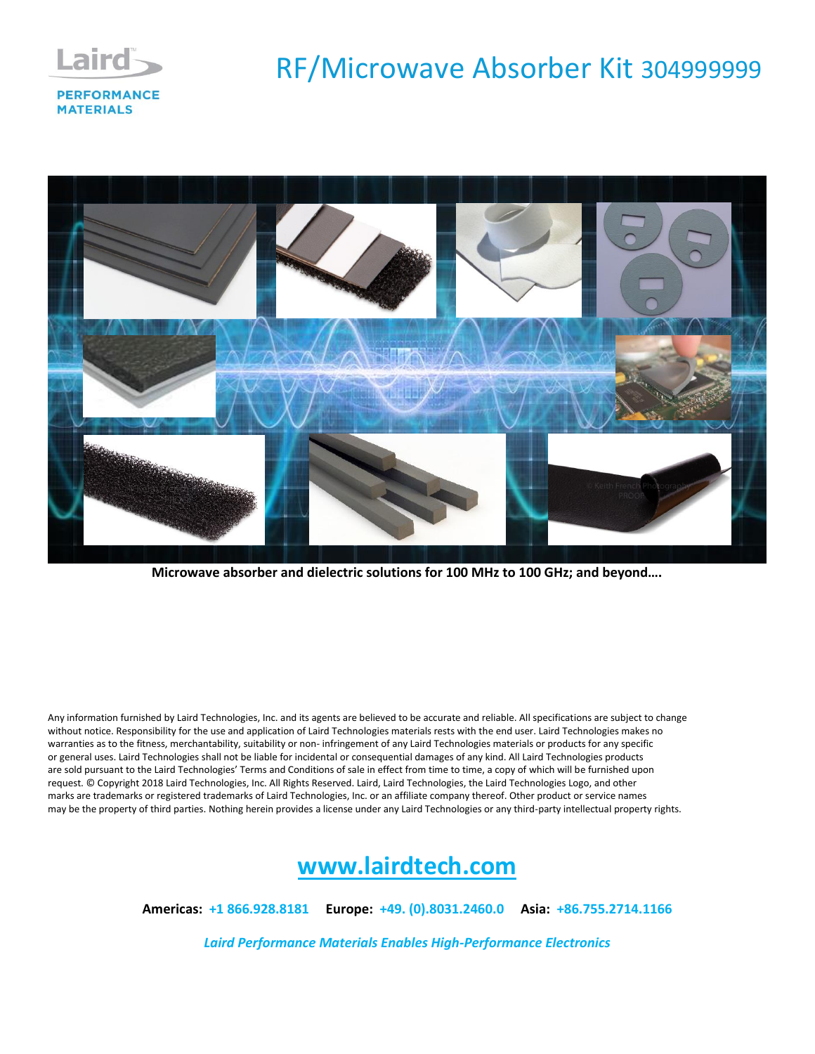Laird

PERFORMANCE MATERIALS

# RF/Microwave Absorber Kit 304999999

**Microwave absorber and dielectric solutions for 100 MHz to 100 GHz; and beyond….**

Any information furnished by Laird Technologies, Inc. and its agents are believed to be accurate and reliable. All specifications are subject to change without notice. Responsibility for the use and application of Laird Technologies materials rests with the end user. Laird Technologies makes no warranties as to the fitness, merchantability, suitability or non- infringement of any Laird Technologies materials or products for any specific or general uses. Laird Technologies shall not be liable for incidental or consequential damages of any kind. All Laird Technologies products are sold pursuant to the Laird Technologies' Terms and Conditions of sale in effect from time to time, a copy of which will be furnished upon request. © Copyright 2018 Laird Technologies, Inc. All Rights Reserved. Laird, Laird Technologies, the Laird Technologies Logo, and other marks are trademarks or registered trademarks of Laird Technologies, Inc. or an affiliate company thereof. Other product or service names may be the property of third parties. Nothing herein provides a license under any Laird Technologies or any third-party intellectual property rights.

## www.lairdtech.com

**Americas:** +1 866.928.8181 **Europe:** +49. (0).8031.2460.0 **Asia:** +86.755.2714.1166

***Laird Performance Materials Enables High-Performance Electronics***